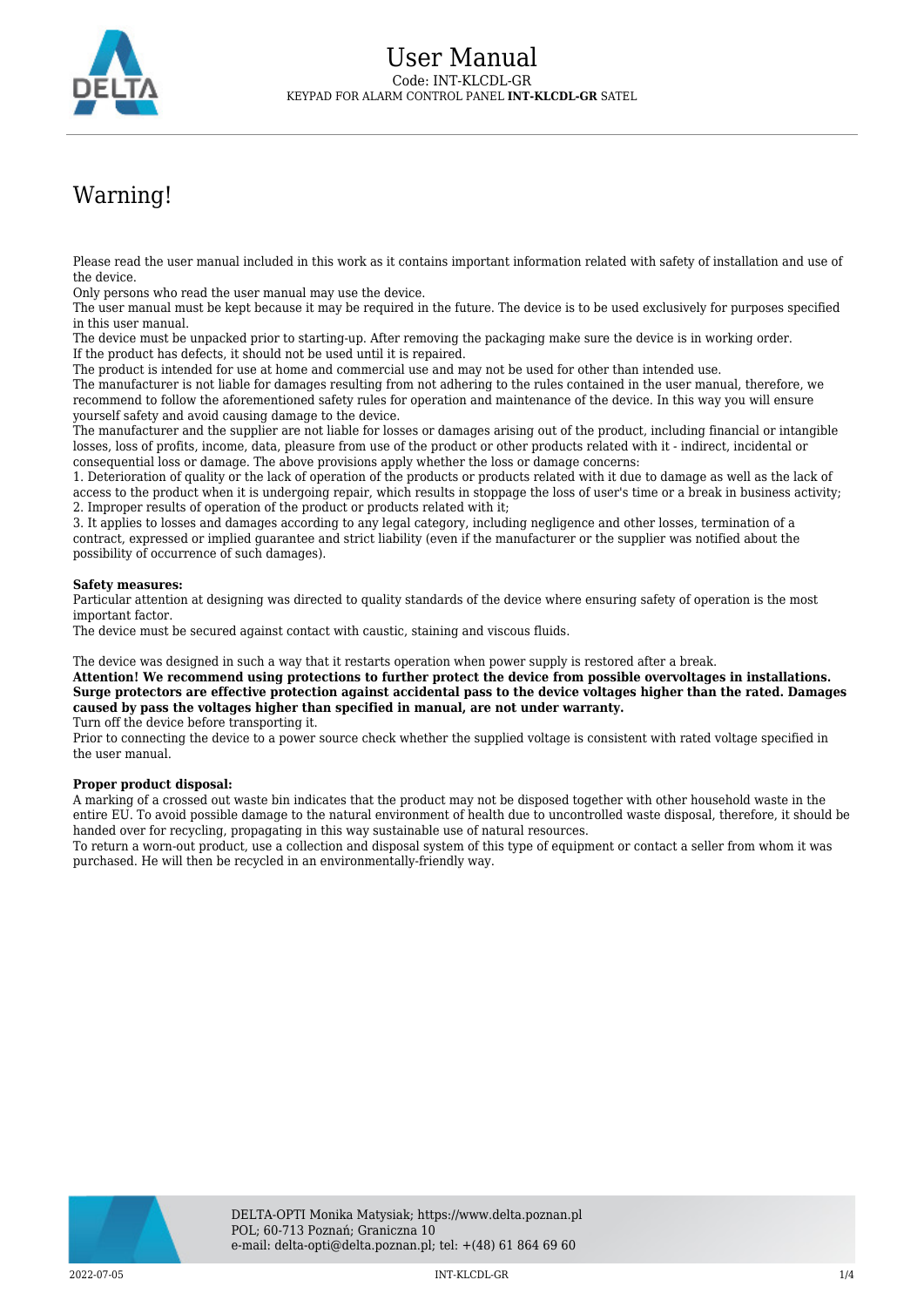# User Manual

Code: INT-KLCDL-GR

KEYPAD FOR ALARM CONTROL PANEL **INT-KLCDL-GR** SATEL

## Warning!

Please read the user manual included in this work as it contains important information related with safety of installation and use of the device.
Only persons who read the user manual may use the device.
The user manual must be kept because it may be required in the future. The device is to be used exclusively for purposes specified in this user manual.
The device must be unpacked prior to starting-up. After removing the packaging make sure the device is in working order.
If the product has defects, it should not be used until it is repaired.
The product is intended for use at home and commercial use and may not be used for other than intended use.
The manufacturer is not liable for damages resulting from not adhering to the rules contained in the user manual, therefore, we recommend to follow the aforementioned safety rules for operation and maintenance of the device. In this way you will ensure yourself safety and avoid causing damage to the device.
The manufacturer and the supplier are not liable for losses or damages arising out of the product, including financial or intangible losses, loss of profits, income, data, pleasure from use of the product or other products related with it - indirect, incidental or consequential loss or damage. The above provisions apply whether the loss or damage concerns:
1. Deterioration of quality or the lack of operation of the products or products related with it due to damage as well as the lack of access to the product when it is undergoing repair, which results in stoppage the loss of user's time or a break in business activity;
2. Improper results of operation of the product or products related with it;
3. It applies to losses and damages according to any legal category, including negligence and other losses, termination of a contract, expressed or implied guarantee and strict liability (even if the manufacturer or the supplier was notified about the possibility of occurrence of such damages).

**Safety measures:**
Particular attention at designing was directed to quality standards of the device where ensuring safety of operation is the most important factor.
The device must be secured against contact with caustic, staining and viscous fluids.

The device was designed in such a way that it restarts operation when power supply is restored after a break.
**Attention! We recommend using protections to further protect the device from possible overvoltages in installations. Surge protectors are effective protection against accidental pass to the device voltages higher than the rated. Damages caused by pass the voltages higher than specified in manual, are not under warranty.**
Turn off the device before transporting it.
Prior to connecting the device to a power source check whether the supplied voltage is consistent with rated voltage specified in the user manual.

**Proper product disposal:**
A marking of a crossed out waste bin indicates that the product may not be disposed together with other household waste in the entire EU. To avoid possible damage to the natural environment of health due to uncontrolled waste disposal, therefore, it should be handed over for recycling, propagating in this way sustainable use of natural resources.
To return a worn-out product, use a collection and disposal system of this type of equipment or contact a seller from whom it was purchased. He will then be recycled in an environmentally-friendly way.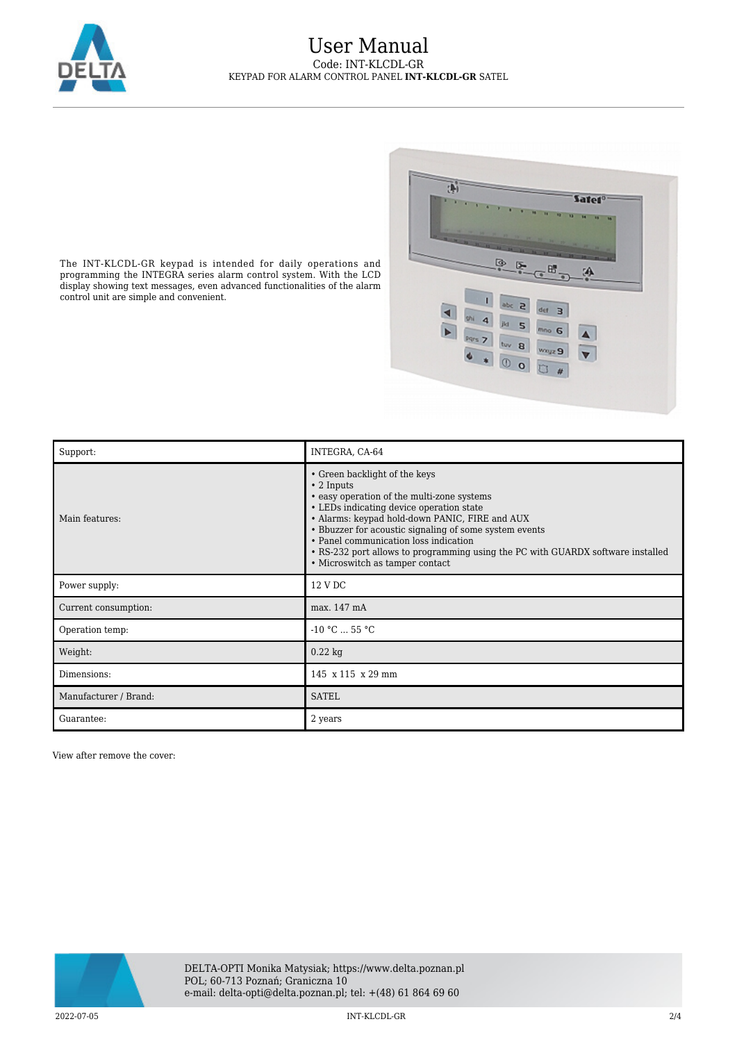The INT-KLCDL-GR keypad is intended for daily operations and programming the INTEGRA series alarm control system. With the LCD display showing text messages, even advanced functionalities of the alarm control unit are simple and convenient.

| Support: | INTEGRA, CA-64 |
| --- | --- |
| Main features: | • Green backlight of the keys<br>• 2 Inputs<br>• easy operation of the multi-zone systems<br>• LEDs indicating device operation state<br>• Alarms: keypad hold-down PANIC, FIRE and AUX<br>• Bbuzzer for acoustic signaling of some system events<br>• Panel communication loss indication<br>• RS-232 port allows to programming using the PC with GUARDX software installed<br>• Microswitch as tamper contact |
| Power supply: | 12 V DC |
| Current consumption: | max. 147 mA |
| Operation temp: | -10 °C ... 55 °C |
| Weight: | 0.22 kg |
| Dimensions: | 145 x 115 x 29 mm |
| Manufacturer / Brand: | SATEL |
| Guarantee: | 2 years |

View after remove the cover: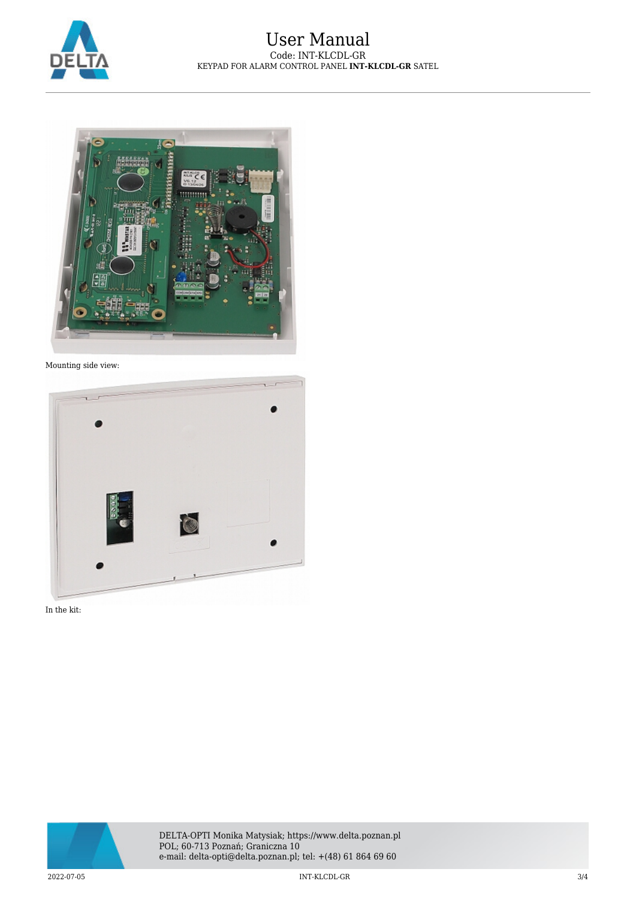Mounting side view:

In the kit: